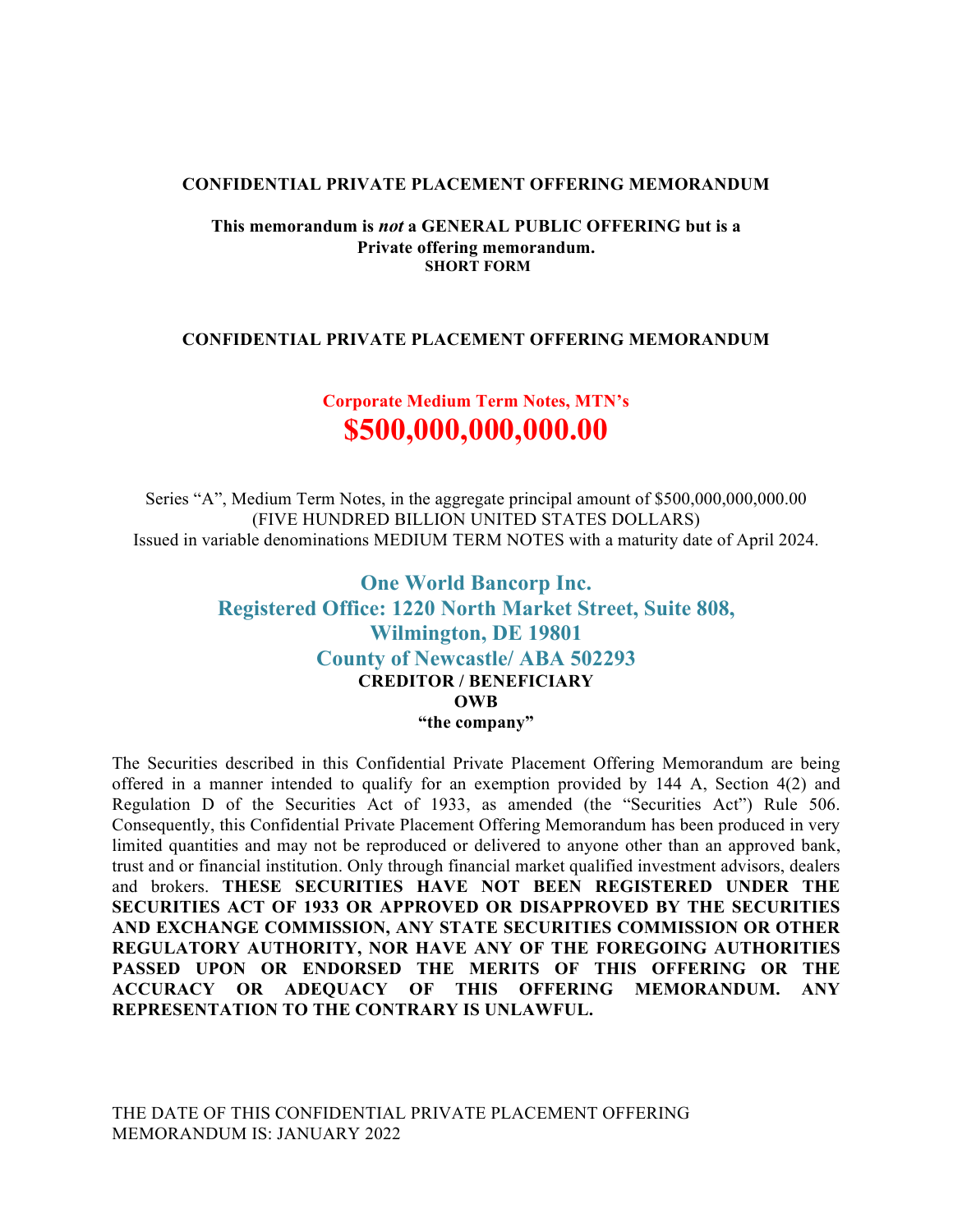**CONFIDENTIAL PRIVATE PLACEMENT OFFERING MEMORANDUM**

**This memorandum is *not* a GENERAL PUBLIC OFFERING but is a Private offering memorandum.**
**SHORT FORM**

**CONFIDENTIAL PRIVATE PLACEMENT OFFERING MEMORANDUM**

## Corporate Medium Term Notes, MTN's

# $500,000,000,000.00

Series "A", Medium Term Notes, in the aggregate principal amount of $500,000,000,000.00 (FIVE HUNDRED BILLION UNITED STATES DOLLARS) Issued in variable denominations MEDIUM TERM NOTES with a maturity date of April 2024.

## One World Bancorp Inc.
## Registered Office: 1220 North Market Street, Suite 808, Wilmington, DE 19801
## County of Newcastle/ ABA 502293

**CREDITOR / BENEFICIARY**
**OWB**
**"the company"**

The Securities described in this Confidential Private Placement Offering Memorandum are being offered in a manner intended to qualify for an exemption provided by 144 A, Section 4(2) and Regulation D of the Securities Act of 1933, as amended (the "Securities Act") Rule 506. Consequently, this Confidential Private Placement Offering Memorandum has been produced in very limited quantities and may not be reproduced or delivered to anyone other than an approved bank, trust and or financial institution. Only through financial market qualified investment advisors, dealers and brokers. **THESE SECURITIES HAVE NOT BEEN REGISTERED UNDER THE SECURITIES ACT OF 1933 OR APPROVED OR DISAPPROVED BY THE SECURITIES AND EXCHANGE COMMISSION, ANY STATE SECURITIES COMMISSION OR OTHER REGULATORY AUTHORITY, NOR HAVE ANY OF THE FOREGOING AUTHORITIES PASSED UPON OR ENDORSED THE MERITS OF THIS OFFERING OR THE ACCURACY OR ADEQUACY OF THIS OFFERING MEMORANDUM. ANY REPRESENTATION TO THE CONTRARY IS UNLAWFUL.**

THE DATE OF THIS CONFIDENTIAL PRIVATE PLACEMENT OFFERING MEMORANDUM IS: JANUARY 2022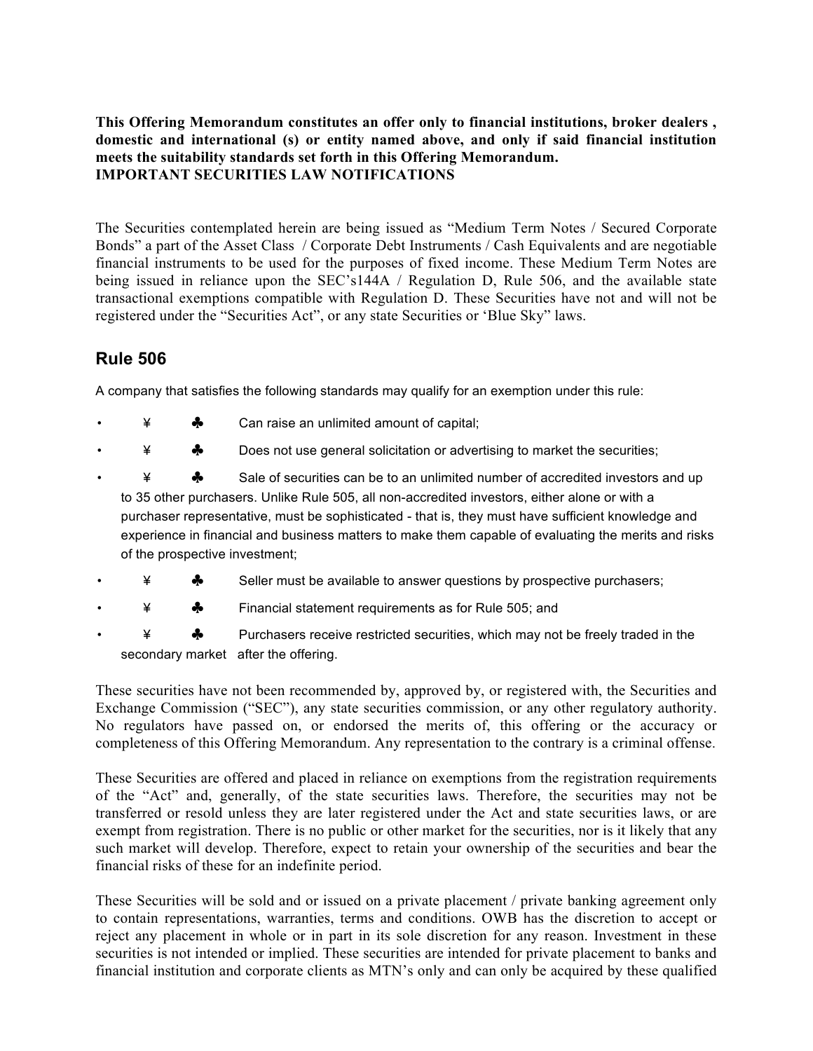**This Offering Memorandum constitutes an offer only to financial institutions, broker dealers , domestic and international (s) or entity named above, and only if said financial institution meets the suitability standards set forth in this Offering Memorandum.**
**IMPORTANT SECURITIES LAW NOTIFICATIONS**

The Securities contemplated herein are being issued as "Medium Term Notes / Secured Corporate Bonds" a part of the Asset Class / Corporate Debt Instruments / Cash Equivalents and are negotiable financial instruments to be used for the purposes of fixed income. These Medium Term Notes are being issued in reliance upon the SEC's144A / Regulation D, Rule 506, and the available state transactional exemptions compatible with Regulation D. These Securities have not and will not be registered under the "Securities Act", or any state Securities or 'Blue Sky" laws.

## Rule 506

A company that satisfies the following standards may qualify for an exemption under this rule:

- ¥ ♣ Can raise an unlimited amount of capital;
- ¥ ♣ Does not use general solicitation or advertising to market the securities;
- ¥ ♣ Sale of securities can be to an unlimited number of accredited investors and up to 35 other purchasers. Unlike Rule 505, all non-accredited investors, either alone or with a purchaser representative, must be sophisticated - that is, they must have sufficient knowledge and experience in financial and business matters to make them capable of evaluating the merits and risks of the prospective investment;
- ¥ ♣ Seller must be available to answer questions by prospective purchasers;
- ¥ ♣ Financial statement requirements as for Rule 505; and
- ¥ ♣ Purchasers receive restricted securities, which may not be freely traded in the secondary market after the offering.

These securities have not been recommended by, approved by, or registered with, the Securities and Exchange Commission ("SEC"), any state securities commission, or any other regulatory authority. No regulators have passed on, or endorsed the merits of, this offering or the accuracy or completeness of this Offering Memorandum. Any representation to the contrary is a criminal offense.

These Securities are offered and placed in reliance on exemptions from the registration requirements of the "Act" and, generally, of the state securities laws. Therefore, the securities may not be transferred or resold unless they are later registered under the Act and state securities laws, or are exempt from registration. There is no public or other market for the securities, nor is it likely that any such market will develop. Therefore, expect to retain your ownership of the securities and bear the financial risks of these for an indefinite period.

These Securities will be sold and or issued on a private placement / private banking agreement only to contain representations, warranties, terms and conditions. OWB has the discretion to accept or reject any placement in whole or in part in its sole discretion for any reason. Investment in these securities is not intended or implied. These securities are intended for private placement to banks and financial institution and corporate clients as MTN's only and can only be acquired by these qualified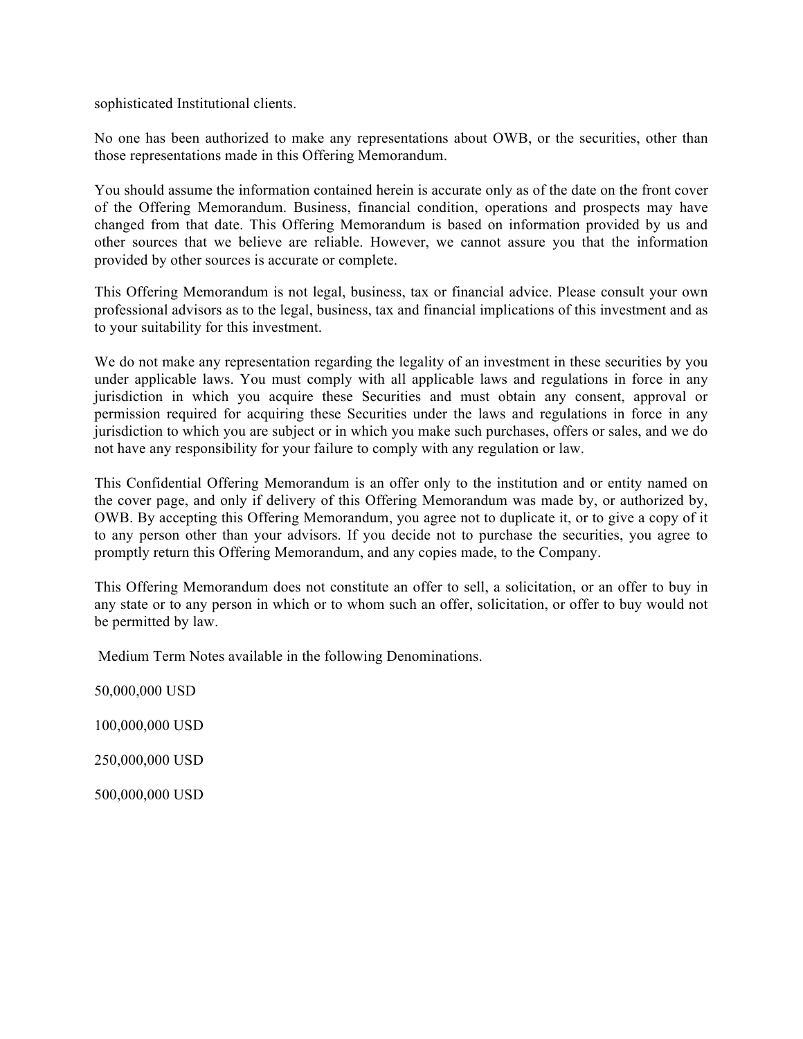sophisticated Institutional clients.

No one has been authorized to make any representations about OWB, or the securities, other than those representations made in this Offering Memorandum.

You should assume the information contained herein is accurate only as of the date on the front cover of the Offering Memorandum. Business, financial condition, operations and prospects may have changed from that date. This Offering Memorandum is based on information provided by us and other sources that we believe are reliable. However, we cannot assure you that the information provided by other sources is accurate or complete.

This Offering Memorandum is not legal, business, tax or financial advice. Please consult your own professional advisors as to the legal, business, tax and financial implications of this investment and as to your suitability for this investment.

We do not make any representation regarding the legality of an investment in these securities by you under applicable laws. You must comply with all applicable laws and regulations in force in any jurisdiction in which you acquire these Securities and must obtain any consent, approval or permission required for acquiring these Securities under the laws and regulations in force in any jurisdiction to which you are subject or in which you make such purchases, offers or sales, and we do not have any responsibility for your failure to comply with any regulation or law.

This Confidential Offering Memorandum is an offer only to the institution and or entity named on the cover page, and only if delivery of this Offering Memorandum was made by, or authorized by, OWB. By accepting this Offering Memorandum, you agree not to duplicate it, or to give a copy of it to any person other than your advisors. If you decide not to purchase the securities, you agree to promptly return this Offering Memorandum, and any copies made, to the Company.

This Offering Memorandum does not constitute an offer to sell, a solicitation, or an offer to buy in any state or to any person in which or to whom such an offer, solicitation, or offer to buy would not be permitted by law.

Medium Term Notes available in the following Denominations.

50,000,000 USD

100,000,000 USD

250,000,000 USD

500,000,000 USD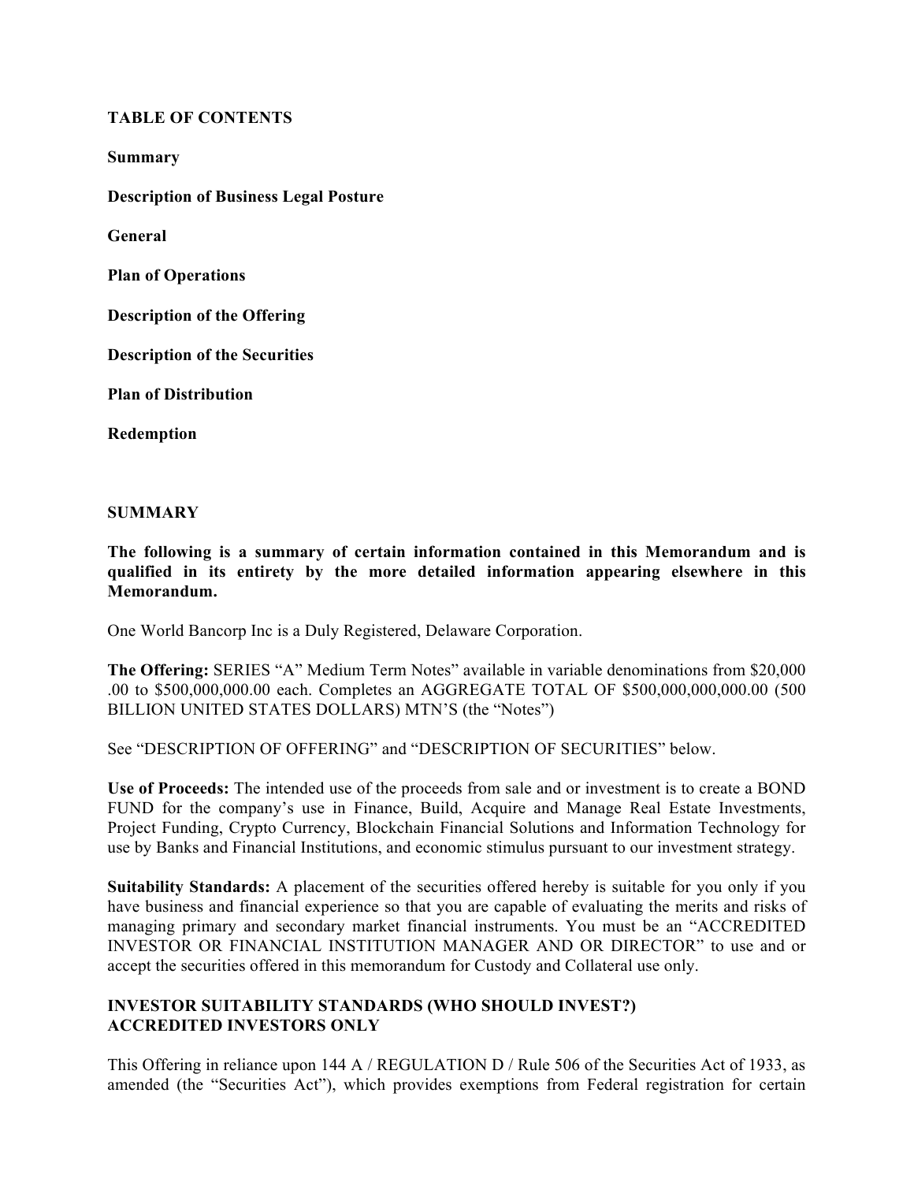**TABLE OF CONTENTS**

**Summary**

**Description of Business Legal Posture**

**General**

**Plan of Operations**

**Description of the Offering**

**Description of the Securities**

**Plan of Distribution**

**Redemption**

**SUMMARY**

**The following is a summary of certain information contained in this Memorandum and is qualified in its entirety by the more detailed information appearing elsewhere in this Memorandum.**

One World Bancorp Inc is a Duly Registered, Delaware Corporation.

**The Offering:** SERIES "A" Medium Term Notes" available in variable denominations from $20,000 .00 to $500,000,000.00 each. Completes an AGGREGATE TOTAL OF $500,000,000,000.00 (500 BILLION UNITED STATES DOLLARS) MTN'S (the "Notes")

See "DESCRIPTION OF OFFERING" and "DESCRIPTION OF SECURITIES" below.

**Use of Proceeds:** The intended use of the proceeds from sale and or investment is to create a BOND FUND for the company's use in Finance, Build, Acquire and Manage Real Estate Investments, Project Funding, Crypto Currency, Blockchain Financial Solutions and Information Technology for use by Banks and Financial Institutions, and economic stimulus pursuant to our investment strategy.

**Suitability Standards:** A placement of the securities offered hereby is suitable for you only if you have business and financial experience so that you are capable of evaluating the merits and risks of managing primary and secondary market financial instruments. You must be an "ACCREDITED INVESTOR OR FINANCIAL INSTITUTION MANAGER AND OR DIRECTOR" to use and or accept the securities offered in this memorandum for Custody and Collateral use only.

**INVESTOR SUITABILITY STANDARDS (WHO SHOULD INVEST?)**
**ACCREDITED INVESTORS ONLY**

This Offering in reliance upon 144 A / REGULATION D / Rule 506 of the Securities Act of 1933, as amended (the "Securities Act"), which provides exemptions from Federal registration for certain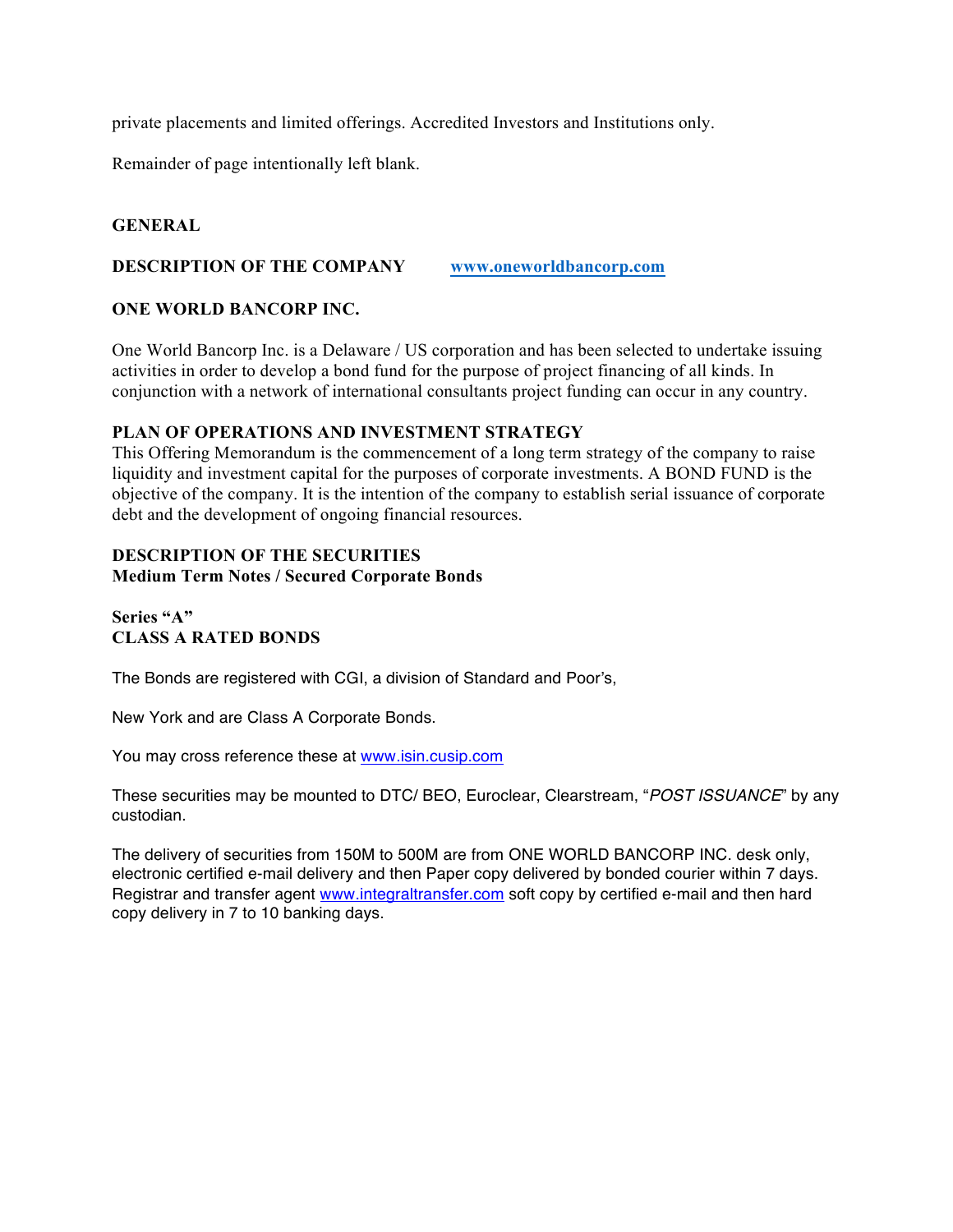private placements and limited offerings. Accredited Investors and Institutions only.

Remainder of page intentionally left blank.

## GENERAL

## DESCRIPTION OF THE COMPANY [www.oneworldbancorp.com](http://www.oneworldbancorp.com)

## ONE WORLD BANCORP INC.

One World Bancorp Inc. is a Delaware / US corporation and has been selected to undertake issuing activities in order to develop a bond fund for the purpose of project financing of all kinds. In conjunction with a network of international consultants project funding can occur in any country.

## PLAN OF OPERATIONS AND INVESTMENT STRATEGY

This Offering Memorandum is the commencement of a long term strategy of the company to raise liquidity and investment capital for the purposes of corporate investments. A BOND FUND is the objective of the company. It is the intention of the company to establish serial issuance of corporate debt and the development of ongoing financial resources.

## DESCRIPTION OF THE SECURITIES

**Medium Term Notes / Secured Corporate Bonds**

**Series "A"**
**CLASS A RATED BONDS**

The Bonds are registered with CGI, a division of Standard and Poor's,

New York and are Class A Corporate Bonds.

You may cross reference these at [www.isin.cusip.com](http://www.isin.cusip.com)

These securities may be mounted to DTC/ BEO, Euroclear, Clearstream, "*POST ISSUANCE*" by any custodian.

The delivery of securities from 150M to 500M are from ONE WORLD BANCORP INC. desk only, electronic certified e-mail delivery and then Paper copy delivered by bonded courier within 7 days. Registrar and transfer agent [www.integraltransfer.com](http://www.integraltransfer.com) soft copy by certified e-mail and then hard copy delivery in 7 to 10 banking days.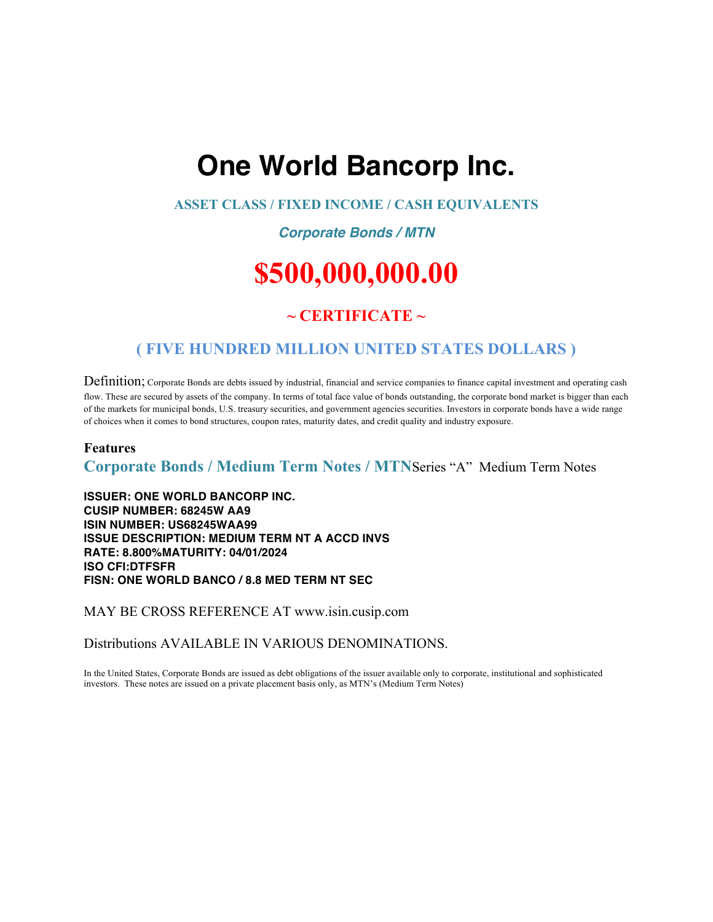# One World Bancorp Inc.

**ASSET CLASS / FIXED INCOME / CASH EQUIVALENTS**

***Corporate Bonds / MTN***

## $500,000,000.00

### ~ CERTIFICATE ~

### ( FIVE HUNDRED MILLION UNITED STATES DOLLARS )

Definition; Corporate Bonds are debts issued by industrial, financial and service companies to finance capital investment and operating cash flow. These are secured by assets of the company. In terms of total face value of bonds outstanding, the corporate bond market is bigger than each of the markets for municipal bonds, U.S. treasury securities, and government agencies securities. Investors in corporate bonds have a wide range of choices when it comes to bond structures, coupon rates, maturity dates, and credit quality and industry exposure.

**Features**

**Corporate Bonds / Medium Term Notes / MTN**Series "A" Medium Term Notes

**ISSUER: ONE WORLD BANCORP INC.**
**CUSIP NUMBER: 68245W AA9**
**ISIN NUMBER: US68245WAA99**
**ISSUE DESCRIPTION: MEDIUM TERM NT A ACCD INVS**
**RATE: 8.800%MATURITY: 04/01/2024**
**ISO CFI:DTFSFR**
**FISN: ONE WORLD BANCO / 8.8 MED TERM NT SEC**

MAY BE CROSS REFERENCE AT www.isin.cusip.com

Distributions AVAILABLE IN VARIOUS DENOMINATIONS.

In the United States, Corporate Bonds are issued as debt obligations of the issuer available only to corporate, institutional and sophisticated investors. These notes are issued on a private placement basis only, as MTN's (Medium Term Notes)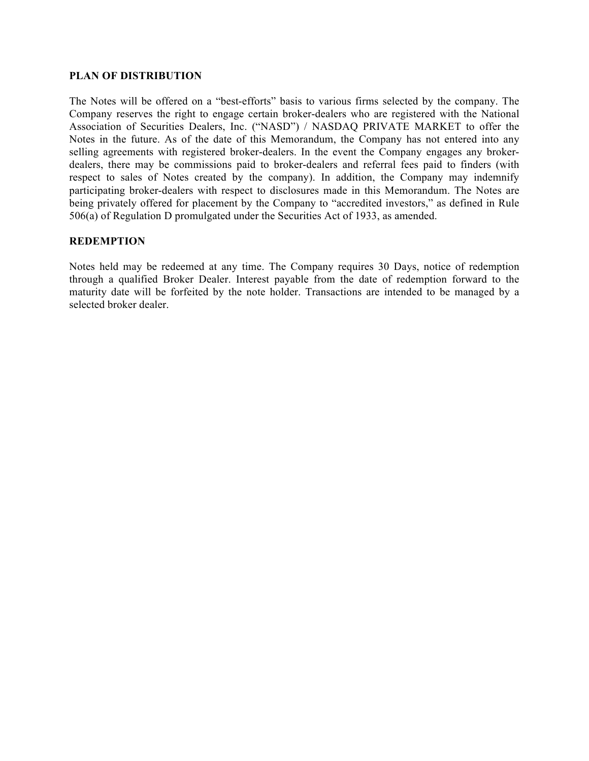## PLAN OF DISTRIBUTION

The Notes will be offered on a "best-efforts" basis to various firms selected by the company. The Company reserves the right to engage certain broker-dealers who are registered with the National Association of Securities Dealers, Inc. ("NASD") / NASDAQ PRIVATE MARKET to offer the Notes in the future. As of the date of this Memorandum, the Company has not entered into any selling agreements with registered broker-dealers. In the event the Company engages any broker-dealers, there may be commissions paid to broker-dealers and referral fees paid to finders (with respect to sales of Notes created by the company). In addition, the Company may indemnify participating broker-dealers with respect to disclosures made in this Memorandum. The Notes are being privately offered for placement by the Company to "accredited investors," as defined in Rule 506(a) of Regulation D promulgated under the Securities Act of 1933, as amended.

## REDEMPTION

Notes held may be redeemed at any time. The Company requires 30 Days, notice of redemption through a qualified Broker Dealer. Interest payable from the date of redemption forward to the maturity date will be forfeited by the note holder. Transactions are intended to be managed by a selected broker dealer.